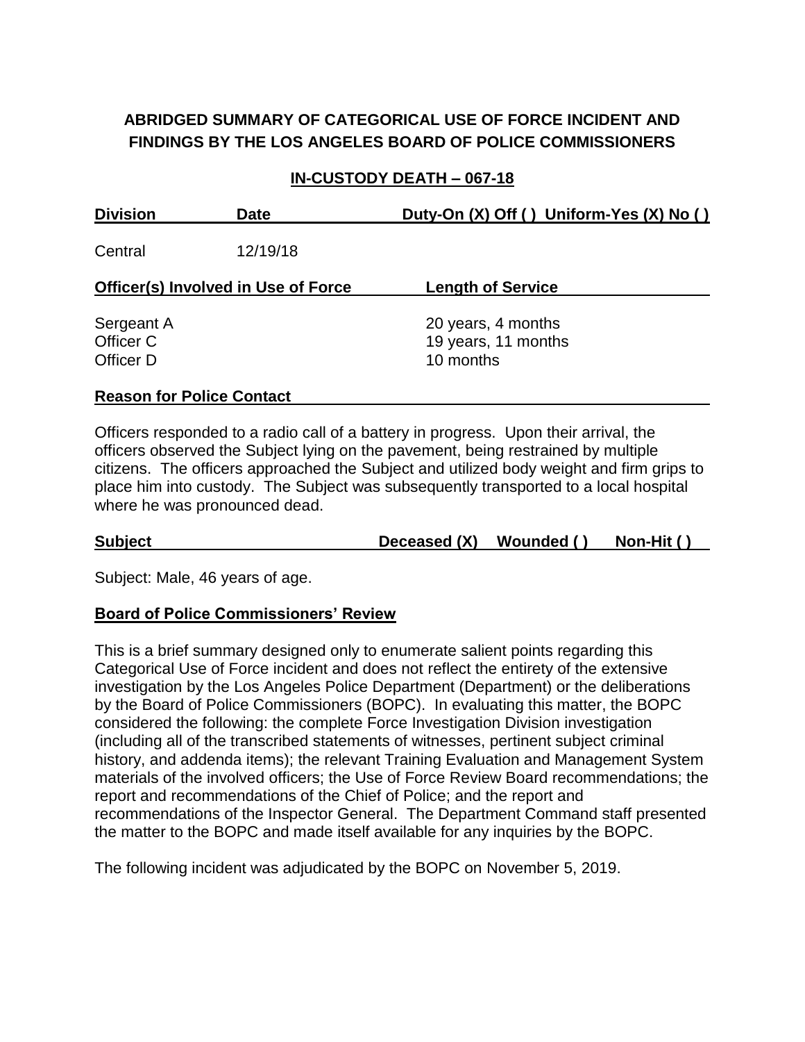# ABRIDGED SUMMARY OF CATEGORICAL USE OF FORCE INCIDENT AND FINDINGS BY THE LOS ANGELES BOARD OF POLICE COMMISSIONERS

## IN-CUSTODY DEATH – 067-18

| Division | Date | Duty-On (X) Off ( ) Uniform-Yes (X) No ( ) |
|---|---|---|
| Central | 12/19/18 | |

| Officer(s) Involved in Use of Force | Length of Service |
|---|---|
| Sergeant A | 20 years, 4 months |
| Officer C | 19 years, 11 months |
| Officer D | 10 months |

**Reason for Police Contact**

Officers responded to a radio call of a battery in progress. Upon their arrival, the officers observed the Subject lying on the pavement, being restrained by multiple citizens. The officers approached the Subject and utilized body weight and firm grips to place him into custody. The Subject was subsequently transported to a local hospital where he was pronounced dead.

| Subject | Deceased (X) | Wounded ( ) | Non-Hit ( ) |
|---|---|---|---|

Subject: Male, 46 years of age.

**Board of Police Commissioners' Review**

This is a brief summary designed only to enumerate salient points regarding this Categorical Use of Force incident and does not reflect the entirety of the extensive investigation by the Los Angeles Police Department (Department) or the deliberations by the Board of Police Commissioners (BOPC). In evaluating this matter, the BOPC considered the following: the complete Force Investigation Division investigation (including all of the transcribed statements of witnesses, pertinent subject criminal history, and addenda items); the relevant Training Evaluation and Management System materials of the involved officers; the Use of Force Review Board recommendations; the report and recommendations of the Chief of Police; and the report and recommendations of the Inspector General. The Department Command staff presented the matter to the BOPC and made itself available for any inquiries by the BOPC.

The following incident was adjudicated by the BOPC on November 5, 2019.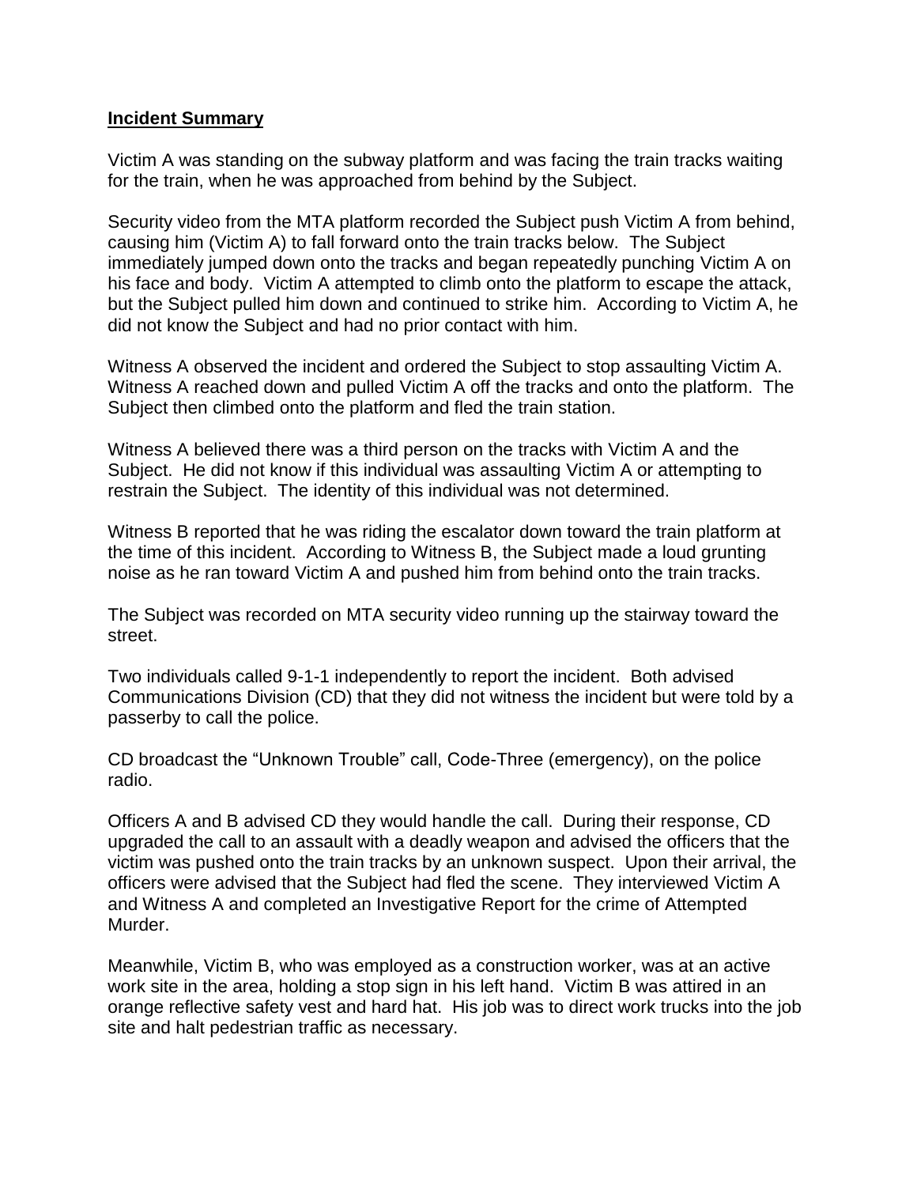**Incident Summary**

Victim A was standing on the subway platform and was facing the train tracks waiting for the train, when he was approached from behind by the Subject.

Security video from the MTA platform recorded the Subject push Victim A from behind, causing him (Victim A) to fall forward onto the train tracks below. The Subject immediately jumped down onto the tracks and began repeatedly punching Victim A on his face and body. Victim A attempted to climb onto the platform to escape the attack, but the Subject pulled him down and continued to strike him. According to Victim A, he did not know the Subject and had no prior contact with him.

Witness A observed the incident and ordered the Subject to stop assaulting Victim A. Witness A reached down and pulled Victim A off the tracks and onto the platform. The Subject then climbed onto the platform and fled the train station.

Witness A believed there was a third person on the tracks with Victim A and the Subject. He did not know if this individual was assaulting Victim A or attempting to restrain the Subject. The identity of this individual was not determined.

Witness B reported that he was riding the escalator down toward the train platform at the time of this incident. According to Witness B, the Subject made a loud grunting noise as he ran toward Victim A and pushed him from behind onto the train tracks.

The Subject was recorded on MTA security video running up the stairway toward the street.

Two individuals called 9-1-1 independently to report the incident. Both advised Communications Division (CD) that they did not witness the incident but were told by a passerby to call the police.

CD broadcast the "Unknown Trouble" call, Code-Three (emergency), on the police radio.

Officers A and B advised CD they would handle the call. During their response, CD upgraded the call to an assault with a deadly weapon and advised the officers that the victim was pushed onto the train tracks by an unknown suspect. Upon their arrival, the officers were advised that the Subject had fled the scene. They interviewed Victim A and Witness A and completed an Investigative Report for the crime of Attempted Murder.

Meanwhile, Victim B, who was employed as a construction worker, was at an active work site in the area, holding a stop sign in his left hand. Victim B was attired in an orange reflective safety vest and hard hat. His job was to direct work trucks into the job site and halt pedestrian traffic as necessary.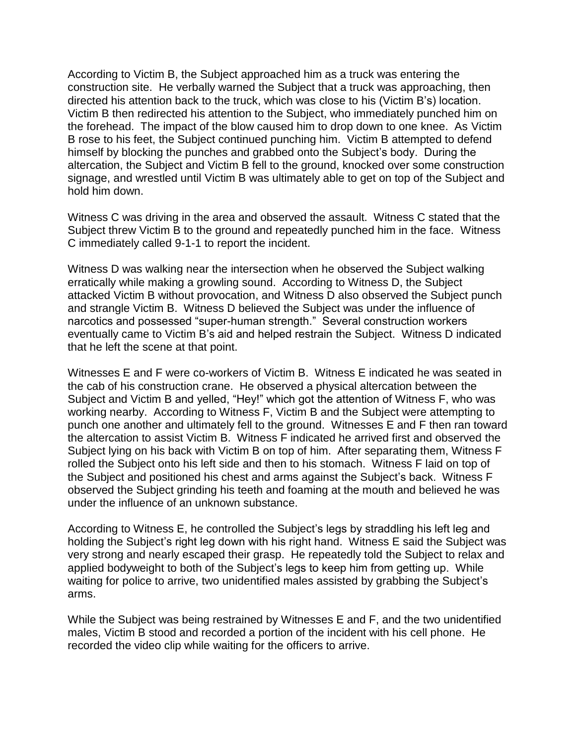According to Victim B, the Subject approached him as a truck was entering the construction site. He verbally warned the Subject that a truck was approaching, then directed his attention back to the truck, which was close to his (Victim B's) location. Victim B then redirected his attention to the Subject, who immediately punched him on the forehead. The impact of the blow caused him to drop down to one knee. As Victim B rose to his feet, the Subject continued punching him. Victim B attempted to defend himself by blocking the punches and grabbed onto the Subject's body. During the altercation, the Subject and Victim B fell to the ground, knocked over some construction signage, and wrestled until Victim B was ultimately able to get on top of the Subject and hold him down.

Witness C was driving in the area and observed the assault. Witness C stated that the Subject threw Victim B to the ground and repeatedly punched him in the face. Witness C immediately called 9-1-1 to report the incident.

Witness D was walking near the intersection when he observed the Subject walking erratically while making a growling sound. According to Witness D, the Subject attacked Victim B without provocation, and Witness D also observed the Subject punch and strangle Victim B. Witness D believed the Subject was under the influence of narcotics and possessed "super-human strength." Several construction workers eventually came to Victim B's aid and helped restrain the Subject. Witness D indicated that he left the scene at that point.

Witnesses E and F were co-workers of Victim B. Witness E indicated he was seated in the cab of his construction crane. He observed a physical altercation between the Subject and Victim B and yelled, "Hey!" which got the attention of Witness F, who was working nearby. According to Witness F, Victim B and the Subject were attempting to punch one another and ultimately fell to the ground. Witnesses E and F then ran toward the altercation to assist Victim B. Witness F indicated he arrived first and observed the Subject lying on his back with Victim B on top of him. After separating them, Witness F rolled the Subject onto his left side and then to his stomach. Witness F laid on top of the Subject and positioned his chest and arms against the Subject's back. Witness F observed the Subject grinding his teeth and foaming at the mouth and believed he was under the influence of an unknown substance.

According to Witness E, he controlled the Subject's legs by straddling his left leg and holding the Subject's right leg down with his right hand. Witness E said the Subject was very strong and nearly escaped their grasp. He repeatedly told the Subject to relax and applied bodyweight to both of the Subject's legs to keep him from getting up. While waiting for police to arrive, two unidentified males assisted by grabbing the Subject's arms.

While the Subject was being restrained by Witnesses E and F, and the two unidentified males, Victim B stood and recorded a portion of the incident with his cell phone. He recorded the video clip while waiting for the officers to arrive.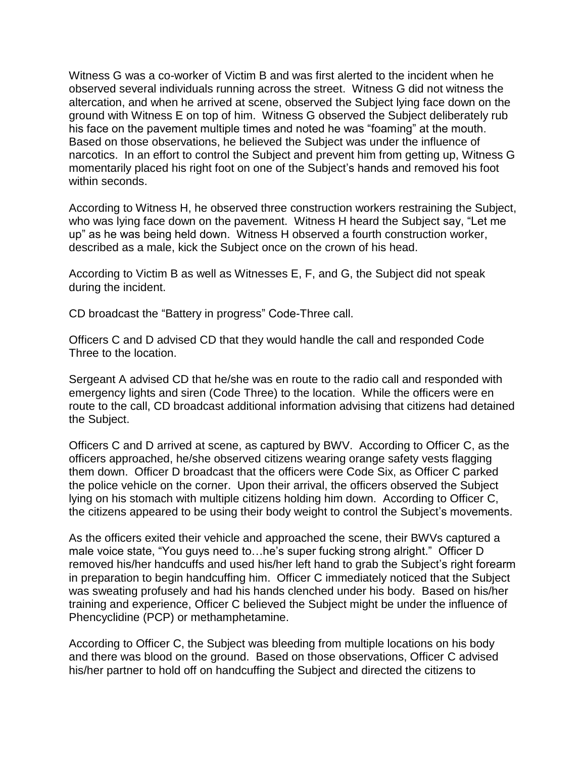Witness G was a co-worker of Victim B and was first alerted to the incident when he observed several individuals running across the street. Witness G did not witness the altercation, and when he arrived at scene, observed the Subject lying face down on the ground with Witness E on top of him. Witness G observed the Subject deliberately rub his face on the pavement multiple times and noted he was "foaming" at the mouth. Based on those observations, he believed the Subject was under the influence of narcotics. In an effort to control the Subject and prevent him from getting up, Witness G momentarily placed his right foot on one of the Subject's hands and removed his foot within seconds.

According to Witness H, he observed three construction workers restraining the Subject, who was lying face down on the pavement. Witness H heard the Subject say, "Let me up" as he was being held down. Witness H observed a fourth construction worker, described as a male, kick the Subject once on the crown of his head.

According to Victim B as well as Witnesses E, F, and G, the Subject did not speak during the incident.

CD broadcast the "Battery in progress" Code-Three call.

Officers C and D advised CD that they would handle the call and responded Code Three to the location.

Sergeant A advised CD that he/she was en route to the radio call and responded with emergency lights and siren (Code Three) to the location. While the officers were en route to the call, CD broadcast additional information advising that citizens had detained the Subject.

Officers C and D arrived at scene, as captured by BWV. According to Officer C, as the officers approached, he/she observed citizens wearing orange safety vests flagging them down. Officer D broadcast that the officers were Code Six, as Officer C parked the police vehicle on the corner. Upon their arrival, the officers observed the Subject lying on his stomach with multiple citizens holding him down. According to Officer C, the citizens appeared to be using their body weight to control the Subject's movements.

As the officers exited their vehicle and approached the scene, their BWVs captured a male voice state, "You guys need to…he's super fucking strong alright." Officer D removed his/her handcuffs and used his/her left hand to grab the Subject's right forearm in preparation to begin handcuffing him. Officer C immediately noticed that the Subject was sweating profusely and had his hands clenched under his body. Based on his/her training and experience, Officer C believed the Subject might be under the influence of Phencyclidine (PCP) or methamphetamine.

According to Officer C, the Subject was bleeding from multiple locations on his body and there was blood on the ground. Based on those observations, Officer C advised his/her partner to hold off on handcuffing the Subject and directed the citizens to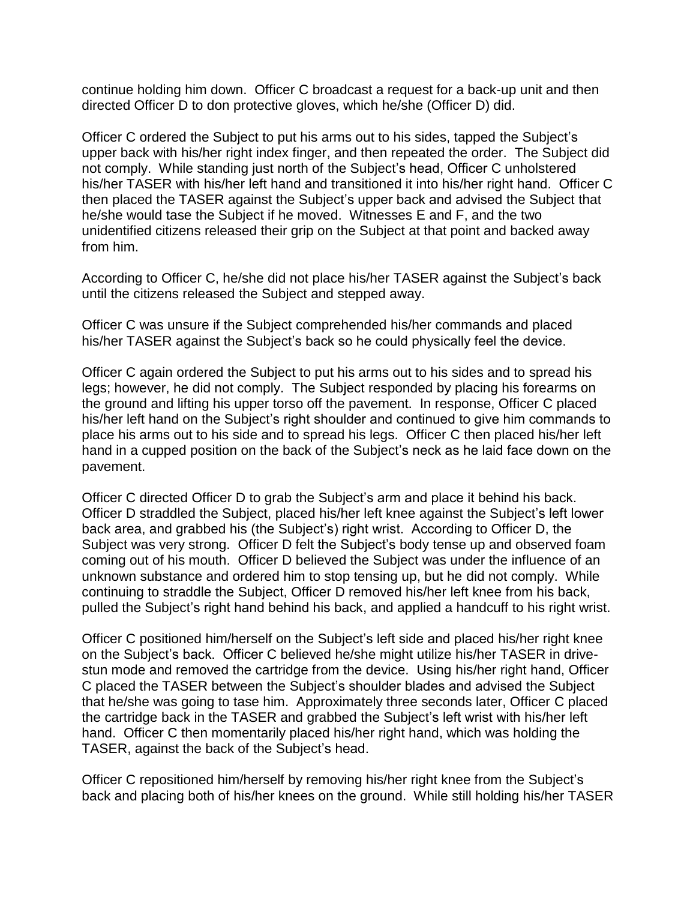continue holding him down. Officer C broadcast a request for a back-up unit and then directed Officer D to don protective gloves, which he/she (Officer D) did.

Officer C ordered the Subject to put his arms out to his sides, tapped the Subject's upper back with his/her right index finger, and then repeated the order. The Subject did not comply. While standing just north of the Subject's head, Officer C unholstered his/her TASER with his/her left hand and transitioned it into his/her right hand. Officer C then placed the TASER against the Subject's upper back and advised the Subject that he/she would tase the Subject if he moved. Witnesses E and F, and the two unidentified citizens released their grip on the Subject at that point and backed away from him.

According to Officer C, he/she did not place his/her TASER against the Subject's back until the citizens released the Subject and stepped away.

Officer C was unsure if the Subject comprehended his/her commands and placed his/her TASER against the Subject's back so he could physically feel the device.

Officer C again ordered the Subject to put his arms out to his sides and to spread his legs; however, he did not comply. The Subject responded by placing his forearms on the ground and lifting his upper torso off the pavement. In response, Officer C placed his/her left hand on the Subject's right shoulder and continued to give him commands to place his arms out to his side and to spread his legs. Officer C then placed his/her left hand in a cupped position on the back of the Subject's neck as he laid face down on the pavement.

Officer C directed Officer D to grab the Subject's arm and place it behind his back. Officer D straddled the Subject, placed his/her left knee against the Subject's left lower back area, and grabbed his (the Subject's) right wrist. According to Officer D, the Subject was very strong. Officer D felt the Subject's body tense up and observed foam coming out of his mouth. Officer D believed the Subject was under the influence of an unknown substance and ordered him to stop tensing up, but he did not comply. While continuing to straddle the Subject, Officer D removed his/her left knee from his back, pulled the Subject's right hand behind his back, and applied a handcuff to his right wrist.

Officer C positioned him/herself on the Subject's left side and placed his/her right knee on the Subject's back. Officer C believed he/she might utilize his/her TASER in drive-stun mode and removed the cartridge from the device. Using his/her right hand, Officer C placed the TASER between the Subject's shoulder blades and advised the Subject that he/she was going to tase him. Approximately three seconds later, Officer C placed the cartridge back in the TASER and grabbed the Subject's left wrist with his/her left hand. Officer C then momentarily placed his/her right hand, which was holding the TASER, against the back of the Subject's head.

Officer C repositioned him/herself by removing his/her right knee from the Subject's back and placing both of his/her knees on the ground. While still holding his/her TASER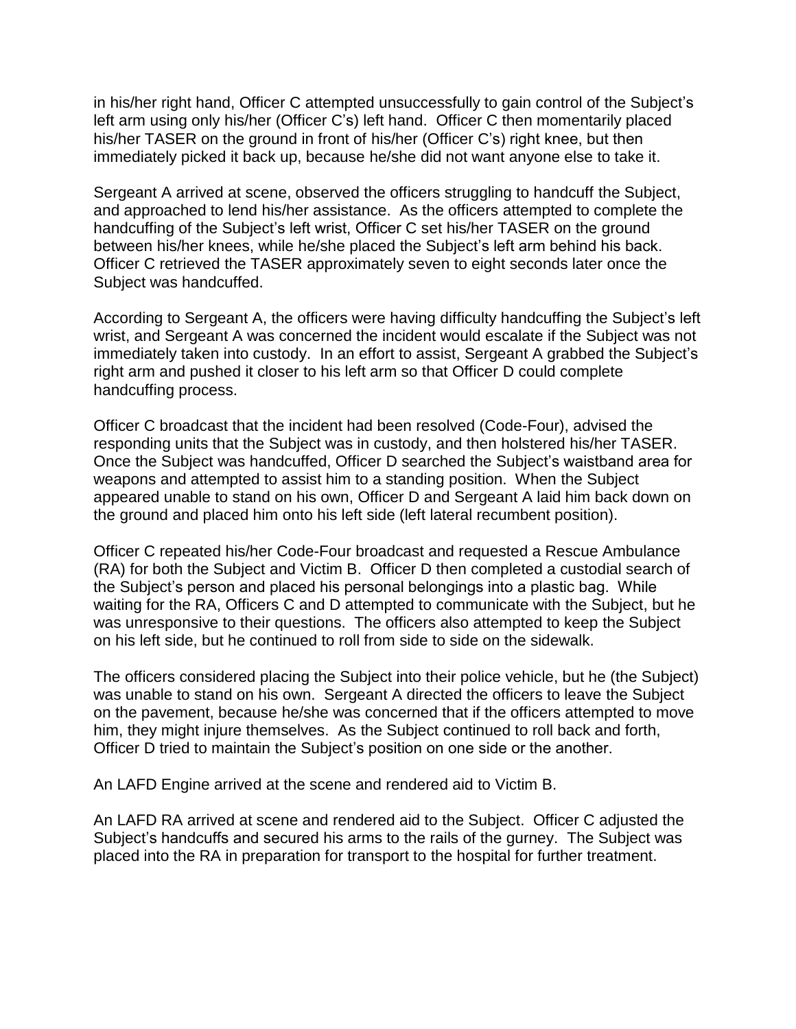in his/her right hand, Officer C attempted unsuccessfully to gain control of the Subject's left arm using only his/her (Officer C's) left hand. Officer C then momentarily placed his/her TASER on the ground in front of his/her (Officer C's) right knee, but then immediately picked it back up, because he/she did not want anyone else to take it.

Sergeant A arrived at scene, observed the officers struggling to handcuff the Subject, and approached to lend his/her assistance. As the officers attempted to complete the handcuffing of the Subject's left wrist, Officer C set his/her TASER on the ground between his/her knees, while he/she placed the Subject's left arm behind his back. Officer C retrieved the TASER approximately seven to eight seconds later once the Subject was handcuffed.

According to Sergeant A, the officers were having difficulty handcuffing the Subject's left wrist, and Sergeant A was concerned the incident would escalate if the Subject was not immediately taken into custody. In an effort to assist, Sergeant A grabbed the Subject's right arm and pushed it closer to his left arm so that Officer D could complete handcuffing process.

Officer C broadcast that the incident had been resolved (Code-Four), advised the responding units that the Subject was in custody, and then holstered his/her TASER. Once the Subject was handcuffed, Officer D searched the Subject's waistband area for weapons and attempted to assist him to a standing position. When the Subject appeared unable to stand on his own, Officer D and Sergeant A laid him back down on the ground and placed him onto his left side (left lateral recumbent position).

Officer C repeated his/her Code-Four broadcast and requested a Rescue Ambulance (RA) for both the Subject and Victim B. Officer D then completed a custodial search of the Subject's person and placed his personal belongings into a plastic bag. While waiting for the RA, Officers C and D attempted to communicate with the Subject, but he was unresponsive to their questions. The officers also attempted to keep the Subject on his left side, but he continued to roll from side to side on the sidewalk.

The officers considered placing the Subject into their police vehicle, but he (the Subject) was unable to stand on his own. Sergeant A directed the officers to leave the Subject on the pavement, because he/she was concerned that if the officers attempted to move him, they might injure themselves. As the Subject continued to roll back and forth, Officer D tried to maintain the Subject's position on one side or the another.

An LAFD Engine arrived at the scene and rendered aid to Victim B.

An LAFD RA arrived at scene and rendered aid to the Subject. Officer C adjusted the Subject's handcuffs and secured his arms to the rails of the gurney. The Subject was placed into the RA in preparation for transport to the hospital for further treatment.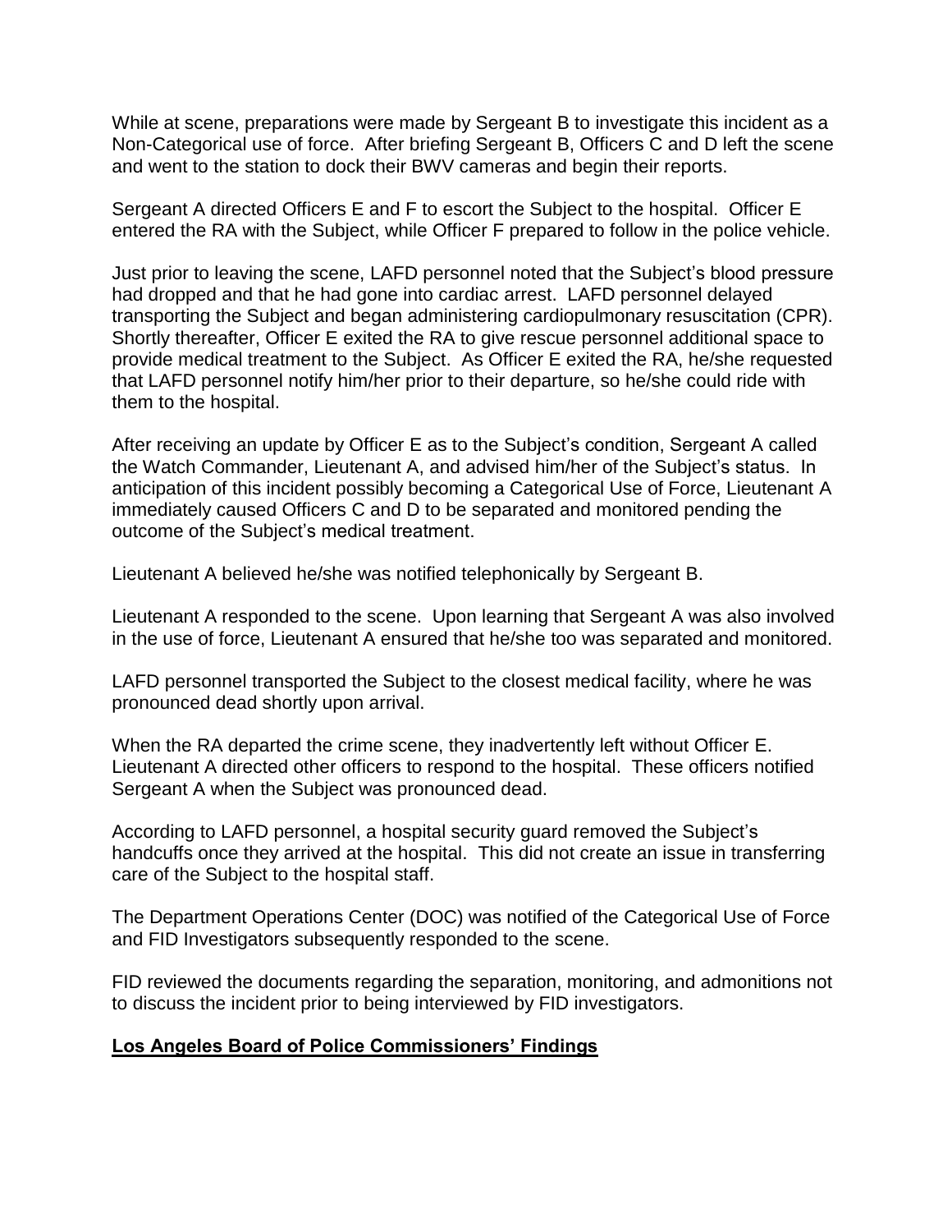While at scene, preparations were made by Sergeant B to investigate this incident as a Non-Categorical use of force. After briefing Sergeant B, Officers C and D left the scene and went to the station to dock their BWV cameras and begin their reports.

Sergeant A directed Officers E and F to escort the Subject to the hospital. Officer E entered the RA with the Subject, while Officer F prepared to follow in the police vehicle.

Just prior to leaving the scene, LAFD personnel noted that the Subject's blood pressure had dropped and that he had gone into cardiac arrest. LAFD personnel delayed transporting the Subject and began administering cardiopulmonary resuscitation (CPR). Shortly thereafter, Officer E exited the RA to give rescue personnel additional space to provide medical treatment to the Subject. As Officer E exited the RA, he/she requested that LAFD personnel notify him/her prior to their departure, so he/she could ride with them to the hospital.

After receiving an update by Officer E as to the Subject's condition, Sergeant A called the Watch Commander, Lieutenant A, and advised him/her of the Subject's status. In anticipation of this incident possibly becoming a Categorical Use of Force, Lieutenant A immediately caused Officers C and D to be separated and monitored pending the outcome of the Subject's medical treatment.

Lieutenant A believed he/she was notified telephonically by Sergeant B.

Lieutenant A responded to the scene. Upon learning that Sergeant A was also involved in the use of force, Lieutenant A ensured that he/she too was separated and monitored.

LAFD personnel transported the Subject to the closest medical facility, where he was pronounced dead shortly upon arrival.

When the RA departed the crime scene, they inadvertently left without Officer E. Lieutenant A directed other officers to respond to the hospital. These officers notified Sergeant A when the Subject was pronounced dead.

According to LAFD personnel, a hospital security guard removed the Subject's handcuffs once they arrived at the hospital. This did not create an issue in transferring care of the Subject to the hospital staff.

The Department Operations Center (DOC) was notified of the Categorical Use of Force and FID Investigators subsequently responded to the scene.

FID reviewed the documents regarding the separation, monitoring, and admonitions not to discuss the incident prior to being interviewed by FID investigators.

## **Los Angeles Board of Police Commissioners' Findings**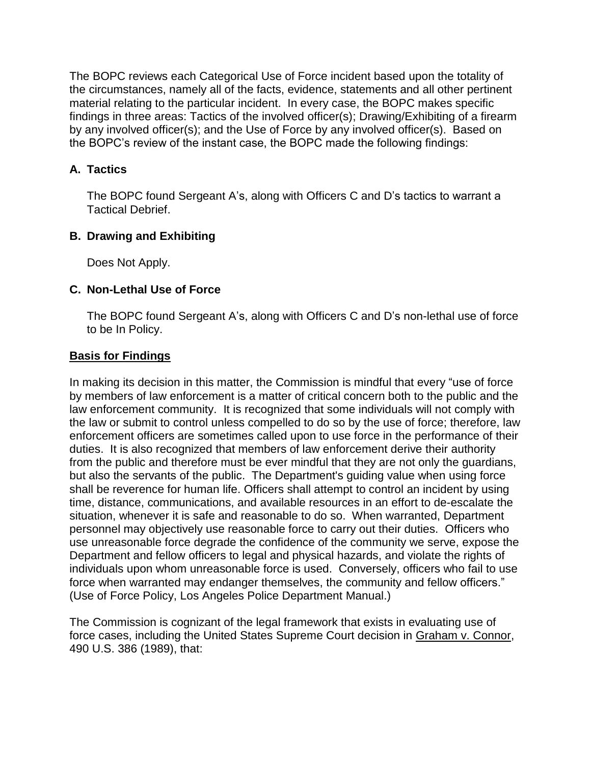The BOPC reviews each Categorical Use of Force incident based upon the totality of the circumstances, namely all of the facts, evidence, statements and all other pertinent material relating to the particular incident. In every case, the BOPC makes specific findings in three areas: Tactics of the involved officer(s); Drawing/Exhibiting of a firearm by any involved officer(s); and the Use of Force by any involved officer(s). Based on the BOPC's review of the instant case, the BOPC made the following findings:

### A. Tactics

The BOPC found Sergeant A's, along with Officers C and D's tactics to warrant a Tactical Debrief.

### B. Drawing and Exhibiting

Does Not Apply.

### C. Non-Lethal Use of Force

The BOPC found Sergeant A's, along with Officers C and D's non-lethal use of force to be In Policy.

## Basis for Findings

In making its decision in this matter, the Commission is mindful that every "use of force by members of law enforcement is a matter of critical concern both to the public and the law enforcement community. It is recognized that some individuals will not comply with the law or submit to control unless compelled to do so by the use of force; therefore, law enforcement officers are sometimes called upon to use force in the performance of their duties. It is also recognized that members of law enforcement derive their authority from the public and therefore must be ever mindful that they are not only the guardians, but also the servants of the public. The Department's guiding value when using force shall be reverence for human life. Officers shall attempt to control an incident by using time, distance, communications, and available resources in an effort to de-escalate the situation, whenever it is safe and reasonable to do so. When warranted, Department personnel may objectively use reasonable force to carry out their duties. Officers who use unreasonable force degrade the confidence of the community we serve, expose the Department and fellow officers to legal and physical hazards, and violate the rights of individuals upon whom unreasonable force is used. Conversely, officers who fail to use force when warranted may endanger themselves, the community and fellow officers." (Use of Force Policy, Los Angeles Police Department Manual.)

The Commission is cognizant of the legal framework that exists in evaluating use of force cases, including the United States Supreme Court decision in Graham v. Connor, 490 U.S. 386 (1989), that: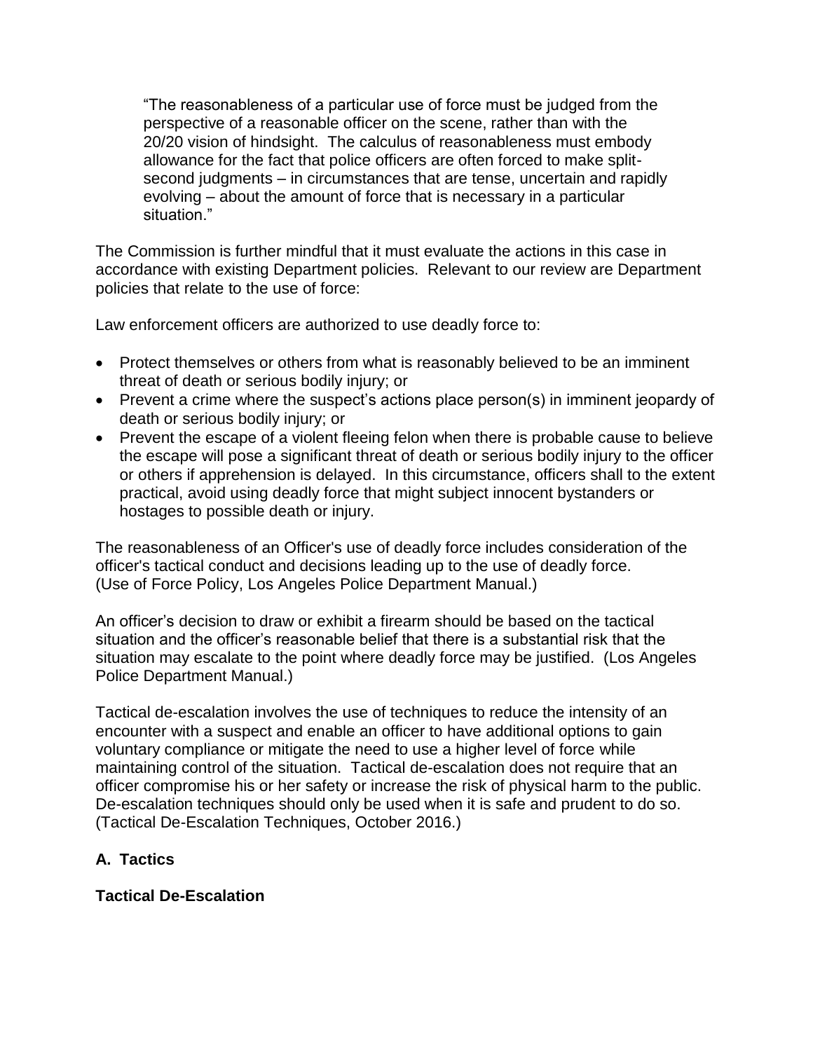> "The reasonableness of a particular use of force must be judged from the perspective of a reasonable officer on the scene, rather than with the 20/20 vision of hindsight. The calculus of reasonableness must embody allowance for the fact that police officers are often forced to make split-second judgments – in circumstances that are tense, uncertain and rapidly evolving – about the amount of force that is necessary in a particular situation."

The Commission is further mindful that it must evaluate the actions in this case in accordance with existing Department policies. Relevant to our review are Department policies that relate to the use of force:

Law enforcement officers are authorized to use deadly force to:

- Protect themselves or others from what is reasonably believed to be an imminent threat of death or serious bodily injury; or
- Prevent a crime where the suspect's actions place person(s) in imminent jeopardy of death or serious bodily injury; or
- Prevent the escape of a violent fleeing felon when there is probable cause to believe the escape will pose a significant threat of death or serious bodily injury to the officer or others if apprehension is delayed. In this circumstance, officers shall to the extent practical, avoid using deadly force that might subject innocent bystanders or hostages to possible death or injury.

The reasonableness of an Officer's use of deadly force includes consideration of the officer's tactical conduct and decisions leading up to the use of deadly force. (Use of Force Policy, Los Angeles Police Department Manual.)

An officer's decision to draw or exhibit a firearm should be based on the tactical situation and the officer's reasonable belief that there is a substantial risk that the situation may escalate to the point where deadly force may be justified. (Los Angeles Police Department Manual.)

Tactical de-escalation involves the use of techniques to reduce the intensity of an encounter with a suspect and enable an officer to have additional options to gain voluntary compliance or mitigate the need to use a higher level of force while maintaining control of the situation. Tactical de-escalation does not require that an officer compromise his or her safety or increase the risk of physical harm to the public. De-escalation techniques should only be used when it is safe and prudent to do so. (Tactical De-Escalation Techniques, October 2016.)

### A. Tactics

**Tactical De-Escalation**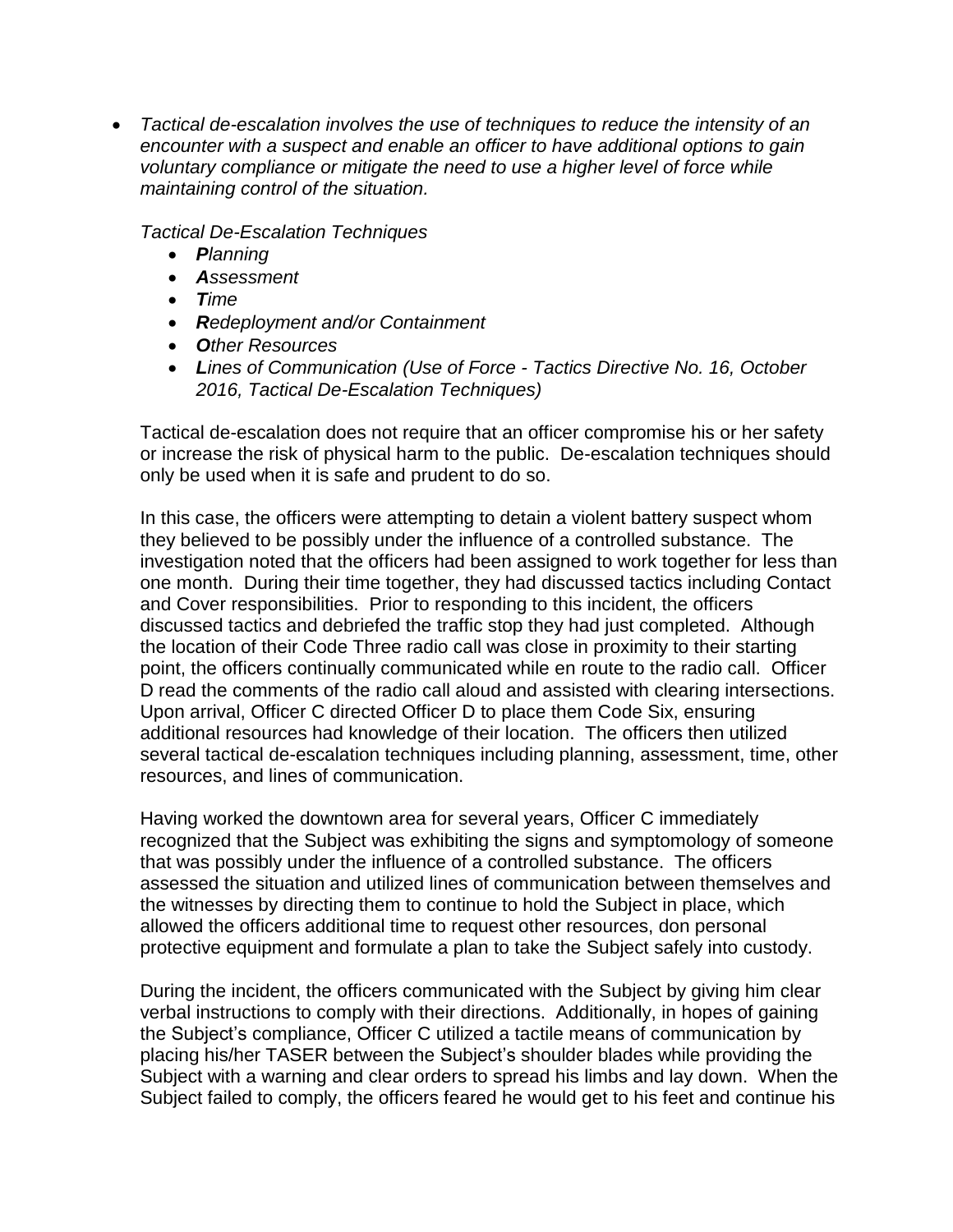- *Tactical de-escalation involves the use of techniques to reduce the intensity of an encounter with a suspect and enable an officer to have additional options to gain voluntary compliance or mitigate the need to use a higher level of force while maintaining control of the situation.*

  *Tactical De-Escalation Techniques*
  - ***P****lanning*
  - ***A****ssessment*
  - ***T****ime*
  - ***R****edeployment and/or Containment*
  - ***O****ther Resources*
  - ***L****ines of Communication (Use of Force - Tactics Directive No. 16, October 2016, Tactical De-Escalation Techniques)*

  Tactical de-escalation does not require that an officer compromise his or her safety or increase the risk of physical harm to the public. De-escalation techniques should only be used when it is safe and prudent to do so.

  In this case, the officers were attempting to detain a violent battery suspect whom they believed to be possibly under the influence of a controlled substance. The investigation noted that the officers had been assigned to work together for less than one month. During their time together, they had discussed tactics including Contact and Cover responsibilities. Prior to responding to this incident, the officers discussed tactics and debriefed the traffic stop they had just completed. Although the location of their Code Three radio call was close in proximity to their starting point, the officers continually communicated while en route to the radio call. Officer D read the comments of the radio call aloud and assisted with clearing intersections. Upon arrival, Officer C directed Officer D to place them Code Six, ensuring additional resources had knowledge of their location. The officers then utilized several tactical de-escalation techniques including planning, assessment, time, other resources, and lines of communication.

  Having worked the downtown area for several years, Officer C immediately recognized that the Subject was exhibiting the signs and symptomology of someone that was possibly under the influence of a controlled substance. The officers assessed the situation and utilized lines of communication between themselves and the witnesses by directing them to continue to hold the Subject in place, which allowed the officers additional time to request other resources, don personal protective equipment and formulate a plan to take the Subject safely into custody.

  During the incident, the officers communicated with the Subject by giving him clear verbal instructions to comply with their directions. Additionally, in hopes of gaining the Subject's compliance, Officer C utilized a tactile means of communication by placing his/her TASER between the Subject's shoulder blades while providing the Subject with a warning and clear orders to spread his limbs and lay down. When the Subject failed to comply, the officers feared he would get to his feet and continue his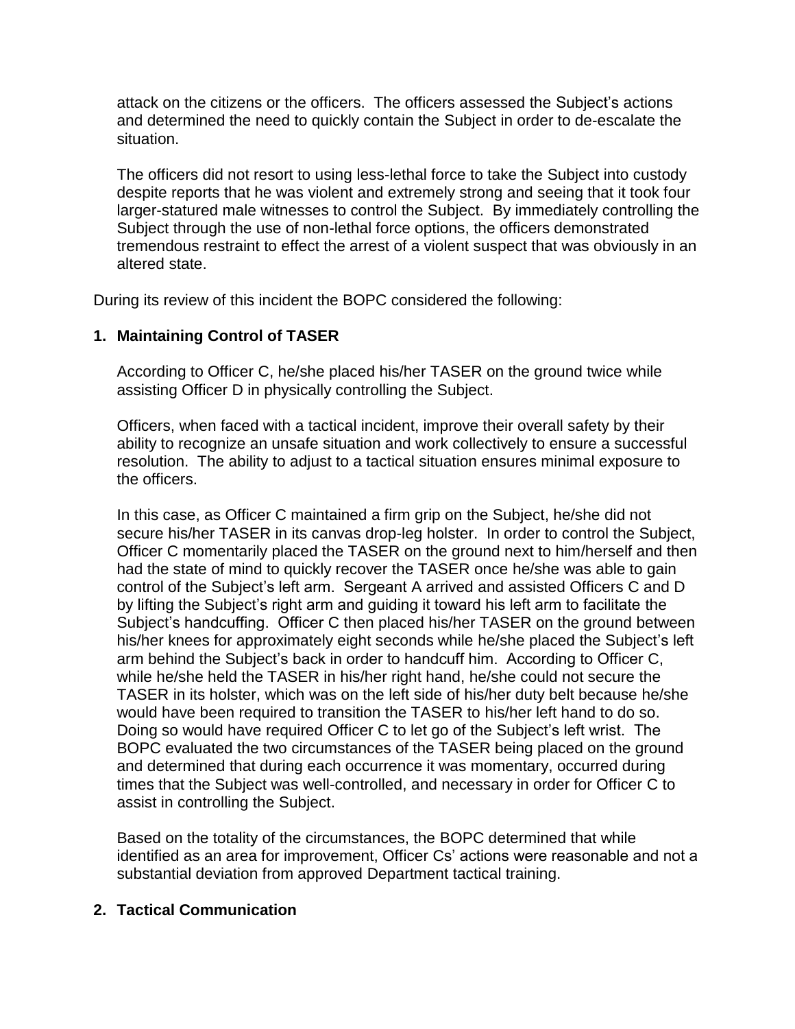attack on the citizens or the officers. The officers assessed the Subject's actions and determined the need to quickly contain the Subject in order to de-escalate the situation.

The officers did not resort to using less-lethal force to take the Subject into custody despite reports that he was violent and extremely strong and seeing that it took four larger-statured male witnesses to control the Subject. By immediately controlling the Subject through the use of non-lethal force options, the officers demonstrated tremendous restraint to effect the arrest of a violent suspect that was obviously in an altered state.

During its review of this incident the BOPC considered the following:

**1. Maintaining Control of TASER**

According to Officer C, he/she placed his/her TASER on the ground twice while assisting Officer D in physically controlling the Subject.

Officers, when faced with a tactical incident, improve their overall safety by their ability to recognize an unsafe situation and work collectively to ensure a successful resolution. The ability to adjust to a tactical situation ensures minimal exposure to the officers.

In this case, as Officer C maintained a firm grip on the Subject, he/she did not secure his/her TASER in its canvas drop-leg holster. In order to control the Subject, Officer C momentarily placed the TASER on the ground next to him/herself and then had the state of mind to quickly recover the TASER once he/she was able to gain control of the Subject's left arm. Sergeant A arrived and assisted Officers C and D by lifting the Subject's right arm and guiding it toward his left arm to facilitate the Subject's handcuffing. Officer C then placed his/her TASER on the ground between his/her knees for approximately eight seconds while he/she placed the Subject's left arm behind the Subject's back in order to handcuff him. According to Officer C, while he/she held the TASER in his/her right hand, he/she could not secure the TASER in its holster, which was on the left side of his/her duty belt because he/she would have been required to transition the TASER to his/her left hand to do so. Doing so would have required Officer C to let go of the Subject's left wrist. The BOPC evaluated the two circumstances of the TASER being placed on the ground and determined that during each occurrence it was momentary, occurred during times that the Subject was well-controlled, and necessary in order for Officer C to assist in controlling the Subject.

Based on the totality of the circumstances, the BOPC determined that while identified as an area for improvement, Officer Cs' actions were reasonable and not a substantial deviation from approved Department tactical training.

**2. Tactical Communication**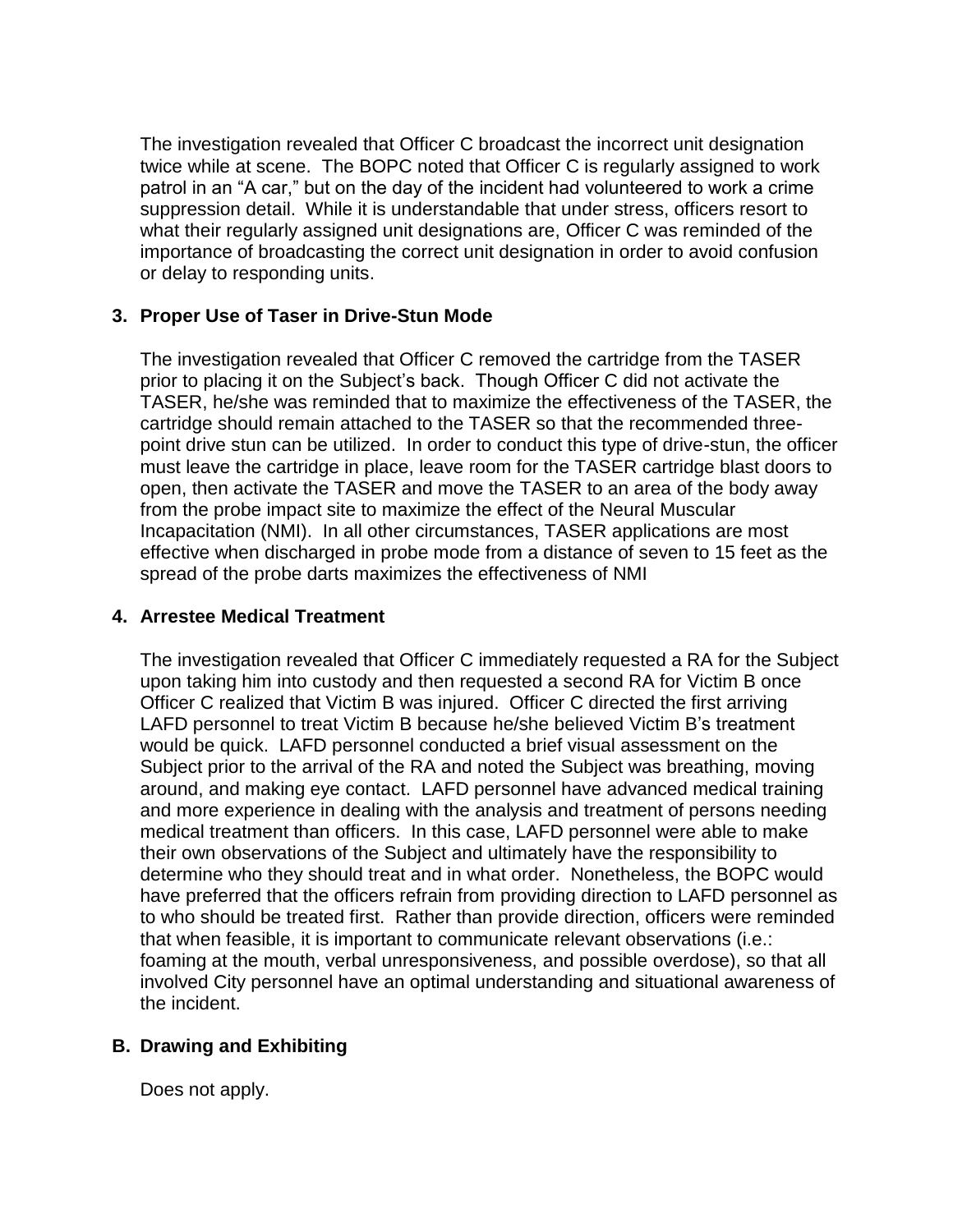The investigation revealed that Officer C broadcast the incorrect unit designation twice while at scene. The BOPC noted that Officer C is regularly assigned to work patrol in an "A car," but on the day of the incident had volunteered to work a crime suppression detail. While it is understandable that under stress, officers resort to what their regularly assigned unit designations are, Officer C was reminded of the importance of broadcasting the correct unit designation in order to avoid confusion or delay to responding units.

**3. Proper Use of Taser in Drive-Stun Mode**

The investigation revealed that Officer C removed the cartridge from the TASER prior to placing it on the Subject's back. Though Officer C did not activate the TASER, he/she was reminded that to maximize the effectiveness of the TASER, the cartridge should remain attached to the TASER so that the recommended three-point drive stun can be utilized. In order to conduct this type of drive-stun, the officer must leave the cartridge in place, leave room for the TASER cartridge blast doors to open, then activate the TASER and move the TASER to an area of the body away from the probe impact site to maximize the effect of the Neural Muscular Incapacitation (NMI). In all other circumstances, TASER applications are most effective when discharged in probe mode from a distance of seven to 15 feet as the spread of the probe darts maximizes the effectiveness of NMI

**4. Arrestee Medical Treatment**

The investigation revealed that Officer C immediately requested a RA for the Subject upon taking him into custody and then requested a second RA for Victim B once Officer C realized that Victim B was injured. Officer C directed the first arriving LAFD personnel to treat Victim B because he/she believed Victim B's treatment would be quick. LAFD personnel conducted a brief visual assessment on the Subject prior to the arrival of the RA and noted the Subject was breathing, moving around, and making eye contact. LAFD personnel have advanced medical training and more experience in dealing with the analysis and treatment of persons needing medical treatment than officers. In this case, LAFD personnel were able to make their own observations of the Subject and ultimately have the responsibility to determine who they should treat and in what order. Nonetheless, the BOPC would have preferred that the officers refrain from providing direction to LAFD personnel as to who should be treated first. Rather than provide direction, officers were reminded that when feasible, it is important to communicate relevant observations (i.e.: foaming at the mouth, verbal unresponsiveness, and possible overdose), so that all involved City personnel have an optimal understanding and situational awareness of the incident.

**B. Drawing and Exhibiting**

Does not apply.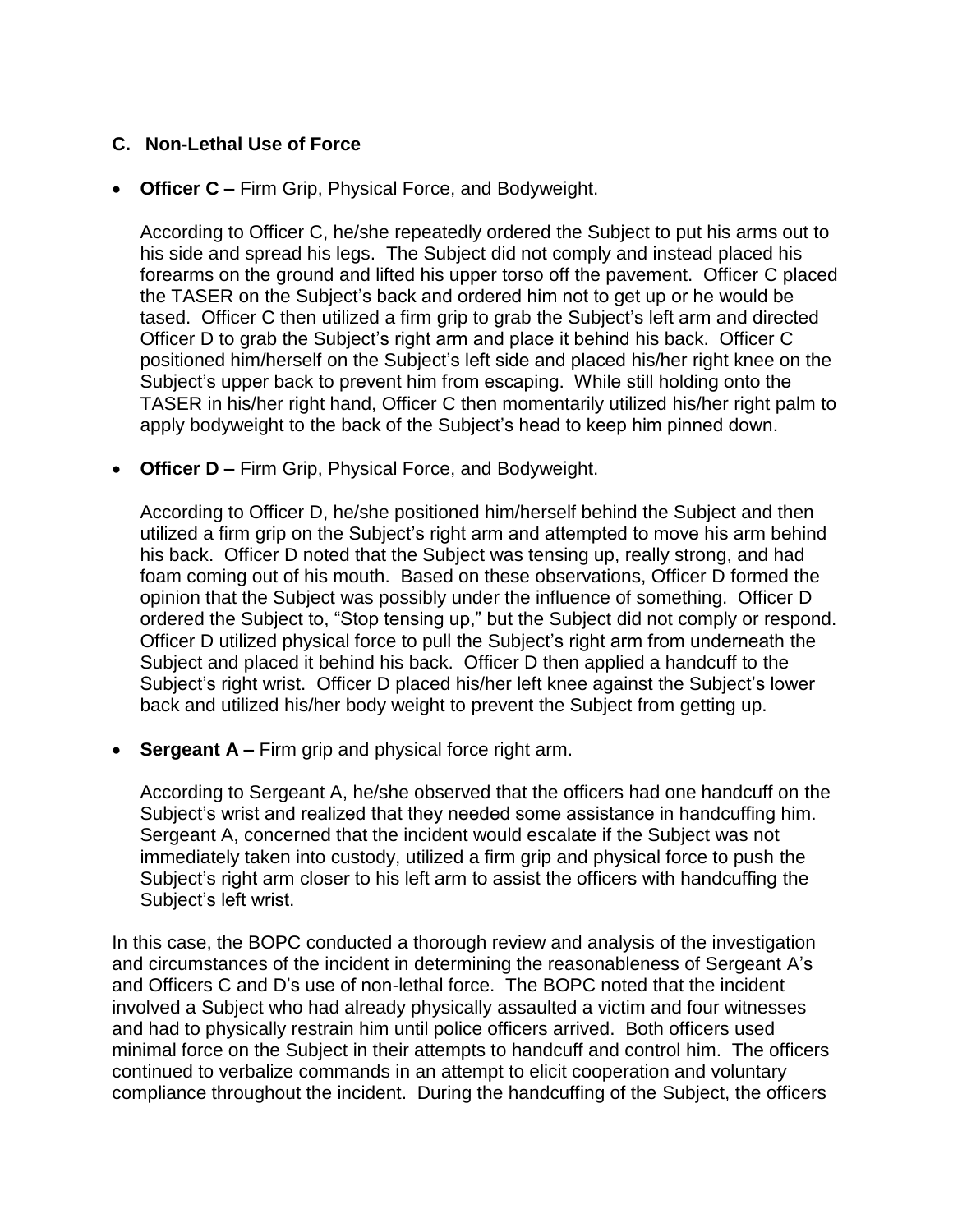### C. Non-Lethal Use of Force

- **Officer C –** Firm Grip, Physical Force, and Bodyweight.

  According to Officer C, he/she repeatedly ordered the Subject to put his arms out to his side and spread his legs. The Subject did not comply and instead placed his forearms on the ground and lifted his upper torso off the pavement. Officer C placed the TASER on the Subject's back and ordered him not to get up or he would be tased. Officer C then utilized a firm grip to grab the Subject's left arm and directed Officer D to grab the Subject's right arm and place it behind his back. Officer C positioned him/herself on the Subject's left side and placed his/her right knee on the Subject's upper back to prevent him from escaping. While still holding onto the TASER in his/her right hand, Officer C then momentarily utilized his/her right palm to apply bodyweight to the back of the Subject's head to keep him pinned down.

- **Officer D –** Firm Grip, Physical Force, and Bodyweight.

  According to Officer D, he/she positioned him/herself behind the Subject and then utilized a firm grip on the Subject's right arm and attempted to move his arm behind his back. Officer D noted that the Subject was tensing up, really strong, and had foam coming out of his mouth. Based on these observations, Officer D formed the opinion that the Subject was possibly under the influence of something. Officer D ordered the Subject to, "Stop tensing up," but the Subject did not comply or respond. Officer D utilized physical force to pull the Subject's right arm from underneath the Subject and placed it behind his back. Officer D then applied a handcuff to the Subject's right wrist. Officer D placed his/her left knee against the Subject's lower back and utilized his/her body weight to prevent the Subject from getting up.

- **Sergeant A –** Firm grip and physical force right arm.

  According to Sergeant A, he/she observed that the officers had one handcuff on the Subject's wrist and realized that they needed some assistance in handcuffing him. Sergeant A, concerned that the incident would escalate if the Subject was not immediately taken into custody, utilized a firm grip and physical force to push the Subject's right arm closer to his left arm to assist the officers with handcuffing the Subject's left wrist.

In this case, the BOPC conducted a thorough review and analysis of the investigation and circumstances of the incident in determining the reasonableness of Sergeant A's and Officers C and D's use of non-lethal force. The BOPC noted that the incident involved a Subject who had already physically assaulted a victim and four witnesses and had to physically restrain him until police officers arrived. Both officers used minimal force on the Subject in their attempts to handcuff and control him. The officers continued to verbalize commands in an attempt to elicit cooperation and voluntary compliance throughout the incident. During the handcuffing of the Subject, the officers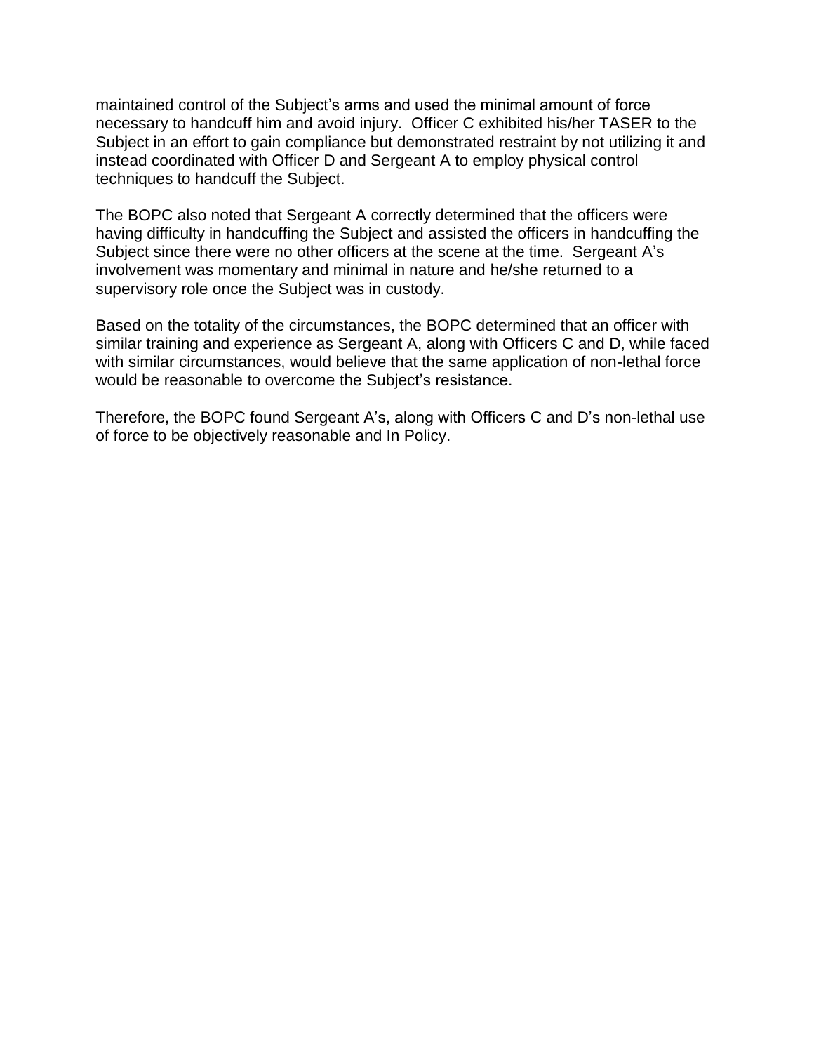maintained control of the Subject's arms and used the minimal amount of force necessary to handcuff him and avoid injury. Officer C exhibited his/her TASER to the Subject in an effort to gain compliance but demonstrated restraint by not utilizing it and instead coordinated with Officer D and Sergeant A to employ physical control techniques to handcuff the Subject.

The BOPC also noted that Sergeant A correctly determined that the officers were having difficulty in handcuffing the Subject and assisted the officers in handcuffing the Subject since there were no other officers at the scene at the time. Sergeant A's involvement was momentary and minimal in nature and he/she returned to a supervisory role once the Subject was in custody.

Based on the totality of the circumstances, the BOPC determined that an officer with similar training and experience as Sergeant A, along with Officers C and D, while faced with similar circumstances, would believe that the same application of non-lethal force would be reasonable to overcome the Subject's resistance.

Therefore, the BOPC found Sergeant A's, along with Officers C and D's non-lethal use of force to be objectively reasonable and In Policy.